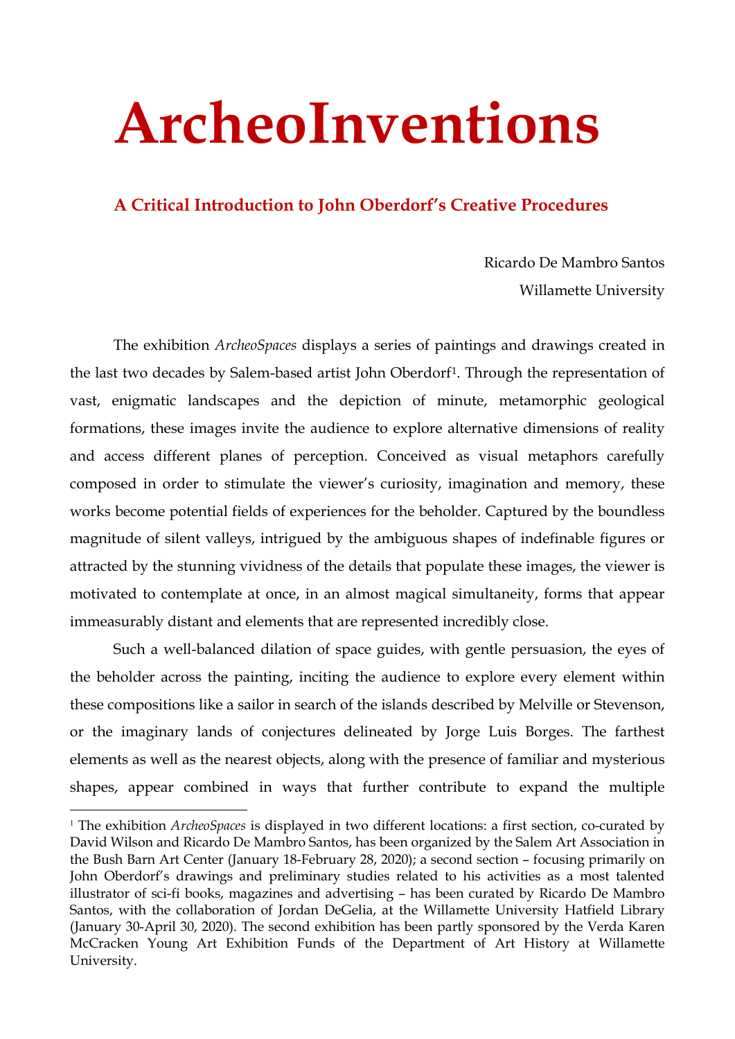# ArcheoInventions

## A Critical Introduction to John Oberdorf's Creative Procedures

Ricardo De Mambro Santos
Willamette University

The exhibition *ArcheoSpaces* displays a series of paintings and drawings created in the last two decades by Salem-based artist John Oberdorf[1]. Through the representation of vast, enigmatic landscapes and the depiction of minute, metamorphic geological formations, these images invite the audience to explore alternative dimensions of reality and access different planes of perception. Conceived as visual metaphors carefully composed in order to stimulate the viewer's curiosity, imagination and memory, these works become potential fields of experiences for the beholder. Captured by the boundless magnitude of silent valleys, intrigued by the ambiguous shapes of indefinable figures or attracted by the stunning vividness of the details that populate these images, the viewer is motivated to contemplate at once, in an almost magical simultaneity, forms that appear immeasurably distant and elements that are represented incredibly close.

Such a well-balanced dilation of space guides, with gentle persuasion, the eyes of the beholder across the painting, inciting the audience to explore every element within these compositions like a sailor in search of the islands described by Melville or Stevenson, or the imaginary lands of conjectures delineated by Jorge Luis Borges. The farthest elements as well as the nearest objects, along with the presence of familiar and mysterious shapes, appear combined in ways that further contribute to expand the multiple

[1] The exhibition *ArcheoSpaces* is displayed in two different locations: a first section, co-curated by David Wilson and Ricardo De Mambro Santos, has been organized by the Salem Art Association in the Bush Barn Art Center (January 18-February 28, 2020); a second section – focusing primarily on John Oberdorf's drawings and preliminary studies related to his activities as a most talented illustrator of sci-fi books, magazines and advertising – has been curated by Ricardo De Mambro Santos, with the collaboration of Jordan DeGelia, at the Willamette University Hatfield Library (January 30-April 30, 2020). The second exhibition has been partly sponsored by the Verda Karen McCracken Young Art Exhibition Funds of the Department of Art History at Willamette University.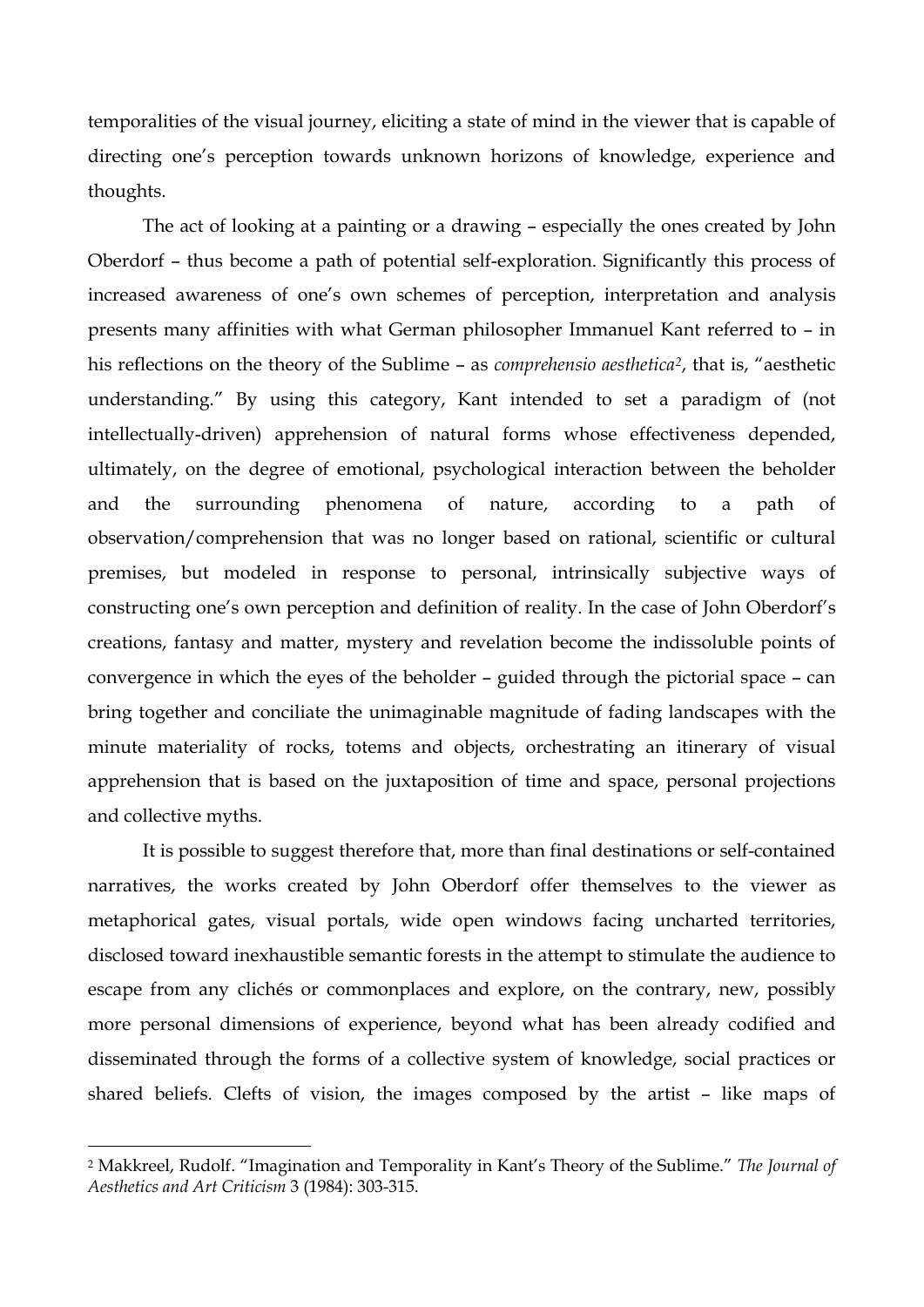temporalities of the visual journey, eliciting a state of mind in the viewer that is capable of directing one's perception towards unknown horizons of knowledge, experience and thoughts.

The act of looking at a painting or a drawing – especially the ones created by John Oberdorf – thus become a path of potential self-exploration. Significantly this process of increased awareness of one's own schemes of perception, interpretation and analysis presents many affinities with what German philosopher Immanuel Kant referred to – in his reflections on the theory of the Sublime – as *comprehensio aesthetica*[2], that is, "aesthetic understanding." By using this category, Kant intended to set a paradigm of (not intellectually-driven) apprehension of natural forms whose effectiveness depended, ultimately, on the degree of emotional, psychological interaction between the beholder and the surrounding phenomena of nature, according to a path of observation/comprehension that was no longer based on rational, scientific or cultural premises, but modeled in response to personal, intrinsically subjective ways of constructing one's own perception and definition of reality. In the case of John Oberdorf's creations, fantasy and matter, mystery and revelation become the indissoluble points of convergence in which the eyes of the beholder – guided through the pictorial space – can bring together and conciliate the unimaginable magnitude of fading landscapes with the minute materiality of rocks, totems and objects, orchestrating an itinerary of visual apprehension that is based on the juxtaposition of time and space, personal projections and collective myths.

It is possible to suggest therefore that, more than final destinations or self-contained narratives, the works created by John Oberdorf offer themselves to the viewer as metaphorical gates, visual portals, wide open windows facing uncharted territories, disclosed toward inexhaustible semantic forests in the attempt to stimulate the audience to escape from any clichés or commonplaces and explore, on the contrary, new, possibly more personal dimensions of experience, beyond what has been already codified and disseminated through the forms of a collective system of knowledge, social practices or shared beliefs. Clefts of vision, the images composed by the artist – like maps of

---

[2] Makkreel, Rudolf. "Imagination and Temporality in Kant's Theory of the Sublime." *The Journal of Aesthetics and Art Criticism* 3 (1984): 303-315.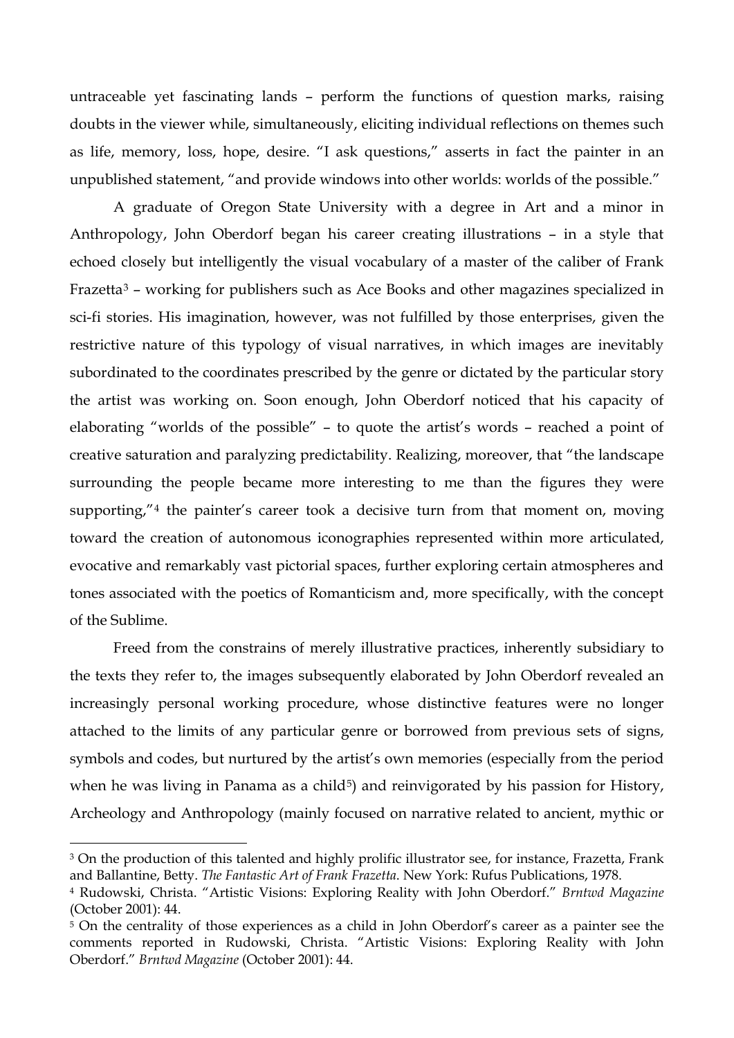untraceable yet fascinating lands – perform the functions of question marks, raising doubts in the viewer while, simultaneously, eliciting individual reflections on themes such as life, memory, loss, hope, desire. "I ask questions," asserts in fact the painter in an unpublished statement, "and provide windows into other worlds: worlds of the possible."

A graduate of Oregon State University with a degree in Art and a minor in Anthropology, John Oberdorf began his career creating illustrations – in a style that echoed closely but intelligently the visual vocabulary of a master of the caliber of Frank Frazetta[3] – working for publishers such as Ace Books and other magazines specialized in sci-fi stories. His imagination, however, was not fulfilled by those enterprises, given the restrictive nature of this typology of visual narratives, in which images are inevitably subordinated to the coordinates prescribed by the genre or dictated by the particular story the artist was working on. Soon enough, John Oberdorf noticed that his capacity of elaborating "worlds of the possible" – to quote the artist's words – reached a point of creative saturation and paralyzing predictability. Realizing, moreover, that "the landscape surrounding the people became more interesting to me than the figures they were supporting,"[4] the painter's career took a decisive turn from that moment on, moving toward the creation of autonomous iconographies represented within more articulated, evocative and remarkably vast pictorial spaces, further exploring certain atmospheres and tones associated with the poetics of Romanticism and, more specifically, with the concept of the Sublime.

Freed from the constrains of merely illustrative practices, inherently subsidiary to the texts they refer to, the images subsequently elaborated by John Oberdorf revealed an increasingly personal working procedure, whose distinctive features were no longer attached to the limits of any particular genre or borrowed from previous sets of signs, symbols and codes, but nurtured by the artist's own memories (especially from the period when he was living in Panama as a child[5]) and reinvigorated by his passion for History, Archeology and Anthropology (mainly focused on narrative related to ancient, mythic or

[3] On the production of this talented and highly prolific illustrator see, for instance, Frazetta, Frank and Ballantine, Betty. *The Fantastic Art of Frank Frazetta*. New York: Rufus Publications, 1978.

[4] Rudowski, Christa. "Artistic Visions: Exploring Reality with John Oberdorf." *Brntwd Magazine* (October 2001): 44.

[5] On the centrality of those experiences as a child in John Oberdorf's career as a painter see the comments reported in Rudowski, Christa. "Artistic Visions: Exploring Reality with John Oberdorf." *Brntwd Magazine* (October 2001): 44.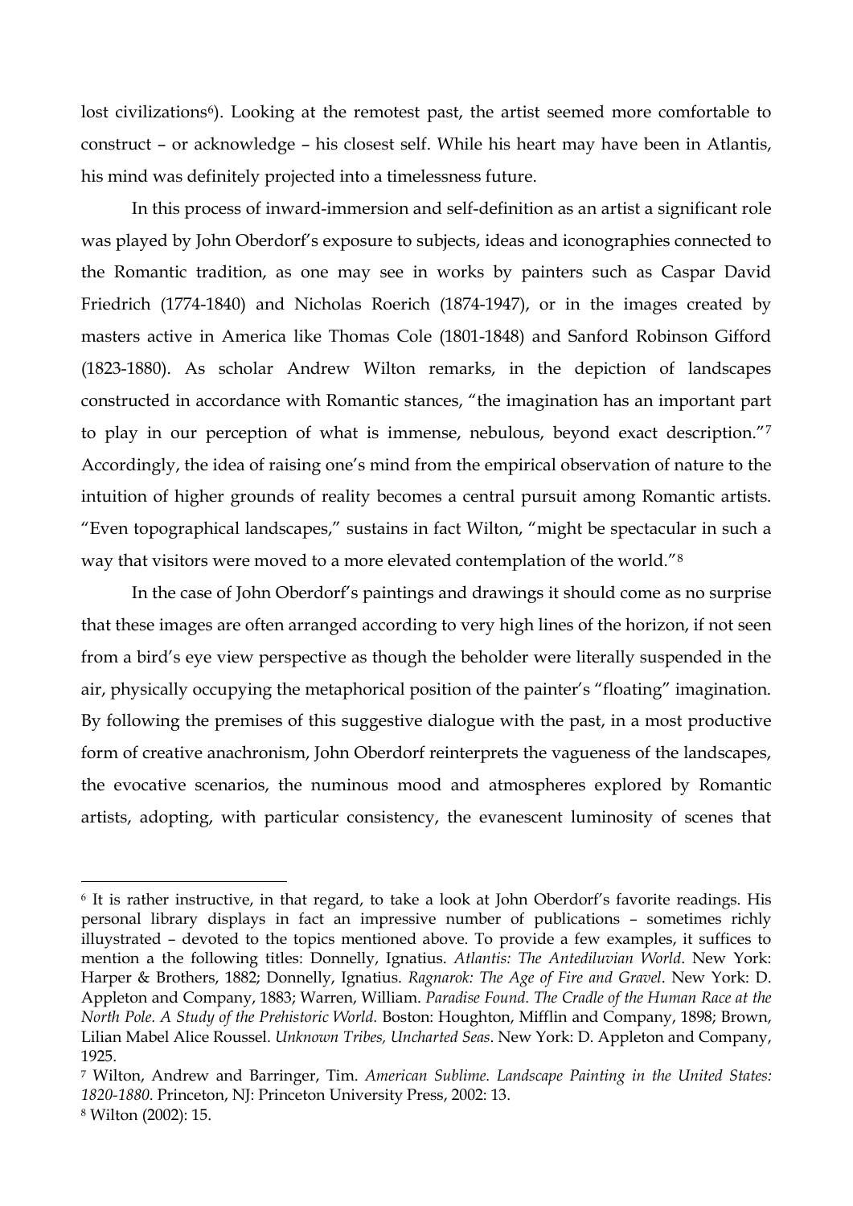lost civilizations[6]). Looking at the remotest past, the artist seemed more comfortable to construct – or acknowledge – his closest self. While his heart may have been in Atlantis, his mind was definitely projected into a timelessness future.

In this process of inward-immersion and self-definition as an artist a significant role was played by John Oberdorf's exposure to subjects, ideas and iconographies connected to the Romantic tradition, as one may see in works by painters such as Caspar David Friedrich (1774-1840) and Nicholas Roerich (1874-1947), or in the images created by masters active in America like Thomas Cole (1801-1848) and Sanford Robinson Gifford (1823-1880). As scholar Andrew Wilton remarks, in the depiction of landscapes constructed in accordance with Romantic stances, "the imagination has an important part to play in our perception of what is immense, nebulous, beyond exact description."[7] Accordingly, the idea of raising one's mind from the empirical observation of nature to the intuition of higher grounds of reality becomes a central pursuit among Romantic artists. "Even topographical landscapes," sustains in fact Wilton, "might be spectacular in such a way that visitors were moved to a more elevated contemplation of the world."[8]

In the case of John Oberdorf's paintings and drawings it should come as no surprise that these images are often arranged according to very high lines of the horizon, if not seen from a bird's eye view perspective as though the beholder were literally suspended in the air, physically occupying the metaphorical position of the painter's "floating" imagination. By following the premises of this suggestive dialogue with the past, in a most productive form of creative anachronism, John Oberdorf reinterprets the vagueness of the landscapes, the evocative scenarios, the numinous mood and atmospheres explored by Romantic artists, adopting, with particular consistency, the evanescent luminosity of scenes that

---

[6] It is rather instructive, in that regard, to take a look at John Oberdorf's favorite readings. His personal library displays in fact an impressive number of publications – sometimes richly illuystrated – devoted to the topics mentioned above. To provide a few examples, it suffices to mention a the following titles: Donnelly, Ignatius. *Atlantis: The Antediluvian World*. New York: Harper & Brothers, 1882; Donnelly, Ignatius. *Ragnarok: The Age of Fire and Gravel*. New York: D. Appleton and Company, 1883; Warren, William. *Paradise Found. The Cradle of the Human Race at the North Pole. A Study of the Prehistoric World.* Boston: Houghton, Mifflin and Company, 1898; Brown, Lilian Mabel Alice Roussel. *Unknown Tribes, Uncharted Seas*. New York: D. Appleton and Company, 1925.

[7] Wilton, Andrew and Barringer, Tim. *American Sublime. Landscape Painting in the United States: 1820-1880*. Princeton, NJ: Princeton University Press, 2002: 13.

[8] Wilton (2002): 15.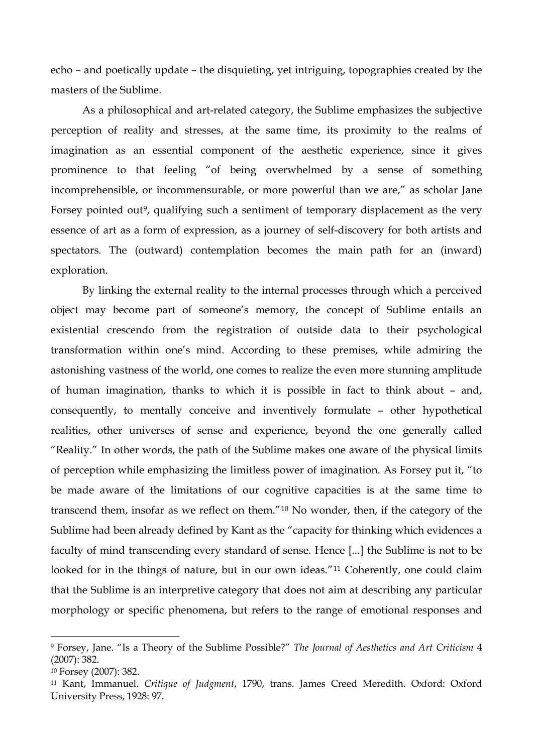echo – and poetically update – the disquieting, yet intriguing, topographies created by the masters of the Sublime.

As a philosophical and art-related category, the Sublime emphasizes the subjective perception of reality and stresses, at the same time, its proximity to the realms of imagination as an essential component of the aesthetic experience, since it gives prominence to that feeling "of being overwhelmed by a sense of something incomprehensible, or incommensurable, or more powerful than we are," as scholar Jane Forsey pointed out[9], qualifying such a sentiment of temporary displacement as the very essence of art as a form of expression, as a journey of self-discovery for both artists and spectators. The (outward) contemplation becomes the main path for an (inward) exploration.

By linking the external reality to the internal processes through which a perceived object may become part of someone's memory, the concept of Sublime entails an existential crescendo from the registration of outside data to their psychological transformation within one's mind. According to these premises, while admiring the astonishing vastness of the world, one comes to realize the even more stunning amplitude of human imagination, thanks to which it is possible in fact to think about – and, consequently, to mentally conceive and inventively formulate – other hypothetical realities, other universes of sense and experience, beyond the one generally called "Reality." In other words, the path of the Sublime makes one aware of the physical limits of perception while emphasizing the limitless power of imagination. As Forsey put it, "to be made aware of the limitations of our cognitive capacities is at the same time to transcend them, insofar as we reflect on them."[10] No wonder, then, if the category of the Sublime had been already defined by Kant as the "capacity for thinking which evidences a faculty of mind transcending every standard of sense. Hence [...] the Sublime is not to be looked for in the things of nature, but in our own ideas."[11] Coherently, one could claim that the Sublime is an interpretive category that does not aim at describing any particular morphology or specific phenomena, but refers to the range of emotional responses and

---

[9] Forsey, Jane. "Is a Theory of the Sublime Possible?" *The Journal of Aesthetics and Art Criticism* 4 (2007): 382.

[10] Forsey (2007): 382.

[11] Kant, Immanuel. *Critique of Judgment*, 1790, trans. James Creed Meredith. Oxford: Oxford University Press, 1928: 97.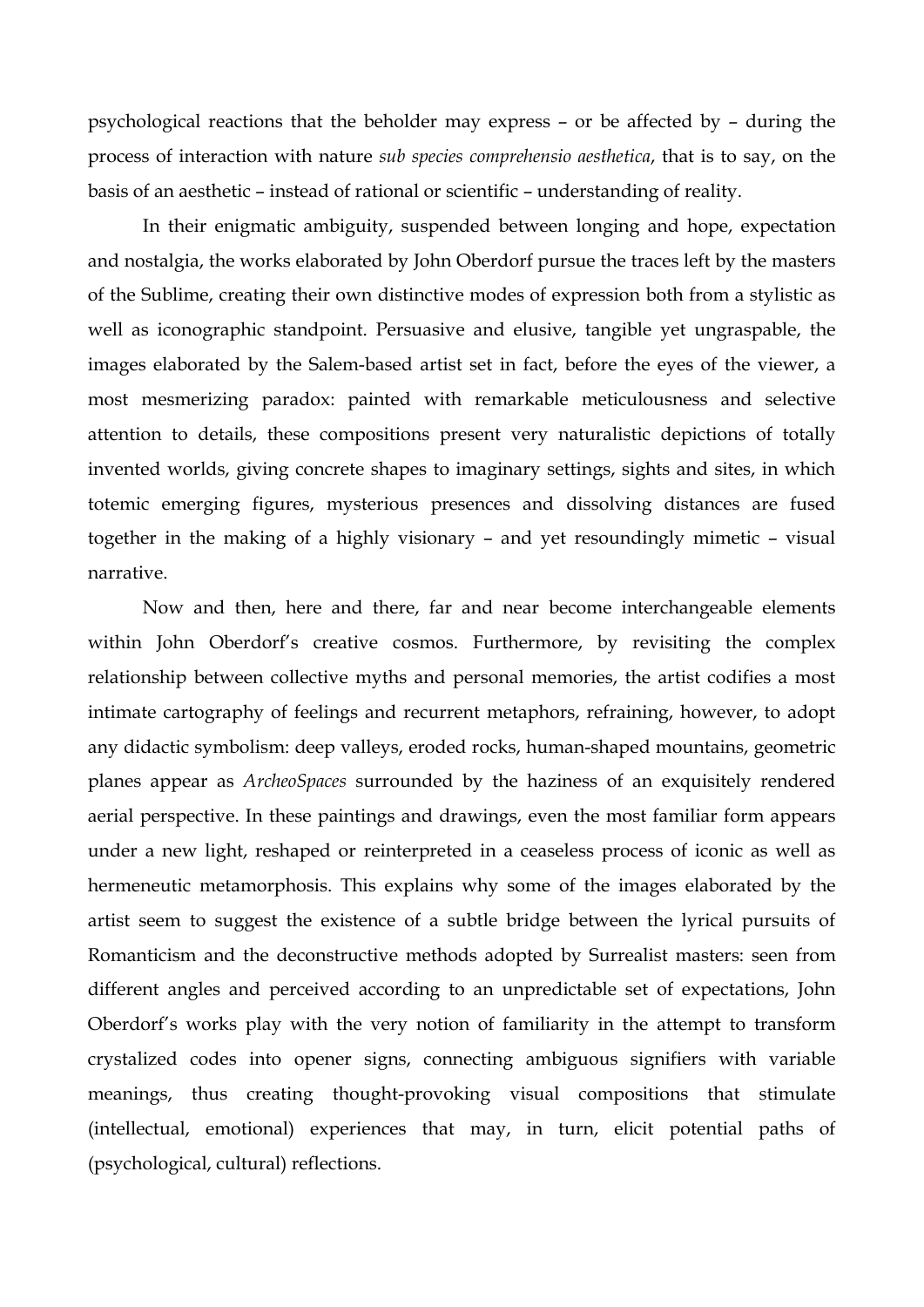psychological reactions that the beholder may express – or be affected by – during the process of interaction with nature *sub species comprehensio aesthetica*, that is to say, on the basis of an aesthetic – instead of rational or scientific – understanding of reality.

In their enigmatic ambiguity, suspended between longing and hope, expectation and nostalgia, the works elaborated by John Oberdorf pursue the traces left by the masters of the Sublime, creating their own distinctive modes of expression both from a stylistic as well as iconographic standpoint. Persuasive and elusive, tangible yet ungraspable, the images elaborated by the Salem-based artist set in fact, before the eyes of the viewer, a most mesmerizing paradox: painted with remarkable meticulousness and selective attention to details, these compositions present very naturalistic depictions of totally invented worlds, giving concrete shapes to imaginary settings, sights and sites, in which totemic emerging figures, mysterious presences and dissolving distances are fused together in the making of a highly visionary – and yet resoundingly mimetic – visual narrative.

Now and then, here and there, far and near become interchangeable elements within John Oberdorf's creative cosmos. Furthermore, by revisiting the complex relationship between collective myths and personal memories, the artist codifies a most intimate cartography of feelings and recurrent metaphors, refraining, however, to adopt any didactic symbolism: deep valleys, eroded rocks, human-shaped mountains, geometric planes appear as *ArcheoSpaces* surrounded by the haziness of an exquisitely rendered aerial perspective. In these paintings and drawings, even the most familiar form appears under a new light, reshaped or reinterpreted in a ceaseless process of iconic as well as hermeneutic metamorphosis. This explains why some of the images elaborated by the artist seem to suggest the existence of a subtle bridge between the lyrical pursuits of Romanticism and the deconstructive methods adopted by Surrealist masters: seen from different angles and perceived according to an unpredictable set of expectations, John Oberdorf's works play with the very notion of familiarity in the attempt to transform crystalized codes into opener signs, connecting ambiguous signifiers with variable meanings, thus creating thought-provoking visual compositions that stimulate (intellectual, emotional) experiences that may, in turn, elicit potential paths of (psychological, cultural) reflections.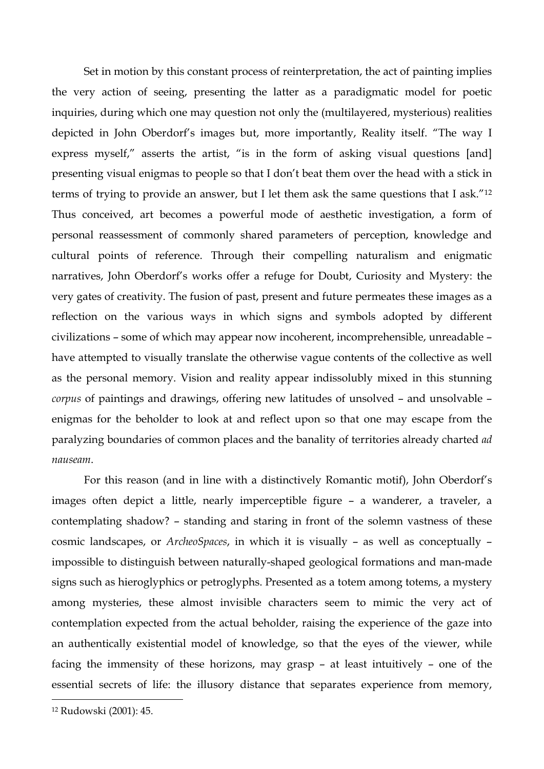Set in motion by this constant process of reinterpretation, the act of painting implies the very action of seeing, presenting the latter as a paradigmatic model for poetic inquiries, during which one may question not only the (multilayered, mysterious) realities depicted in John Oberdorf's images but, more importantly, Reality itself. "The way I express myself," asserts the artist, "is in the form of asking visual questions [and] presenting visual enigmas to people so that I don't beat them over the head with a stick in terms of trying to provide an answer, but I let them ask the same questions that I ask."[12] Thus conceived, art becomes a powerful mode of aesthetic investigation, a form of personal reassessment of commonly shared parameters of perception, knowledge and cultural points of reference. Through their compelling naturalism and enigmatic narratives, John Oberdorf's works offer a refuge for Doubt, Curiosity and Mystery: the very gates of creativity. The fusion of past, present and future permeates these images as a reflection on the various ways in which signs and symbols adopted by different civilizations – some of which may appear now incoherent, incomprehensible, unreadable – have attempted to visually translate the otherwise vague contents of the collective as well as the personal memory. Vision and reality appear indissolubly mixed in this stunning *corpus* of paintings and drawings, offering new latitudes of unsolved – and unsolvable – enigmas for the beholder to look at and reflect upon so that one may escape from the paralyzing boundaries of common places and the banality of territories already charted *ad nauseam*.

For this reason (and in line with a distinctively Romantic motif), John Oberdorf's images often depict a little, nearly imperceptible figure – a wanderer, a traveler, a contemplating shadow? – standing and staring in front of the solemn vastness of these cosmic landscapes, or *ArcheoSpaces*, in which it is visually – as well as conceptually – impossible to distinguish between naturally-shaped geological formations and man-made signs such as hieroglyphics or petroglyphs. Presented as a totem among totems, a mystery among mysteries, these almost invisible characters seem to mimic the very act of contemplation expected from the actual beholder, raising the experience of the gaze into an authentically existential model of knowledge, so that the eyes of the viewer, while facing the immensity of these horizons, may grasp – at least intuitively – one of the essential secrets of life: the illusory distance that separates experience from memory,

---

[12] Rudowski (2001): 45.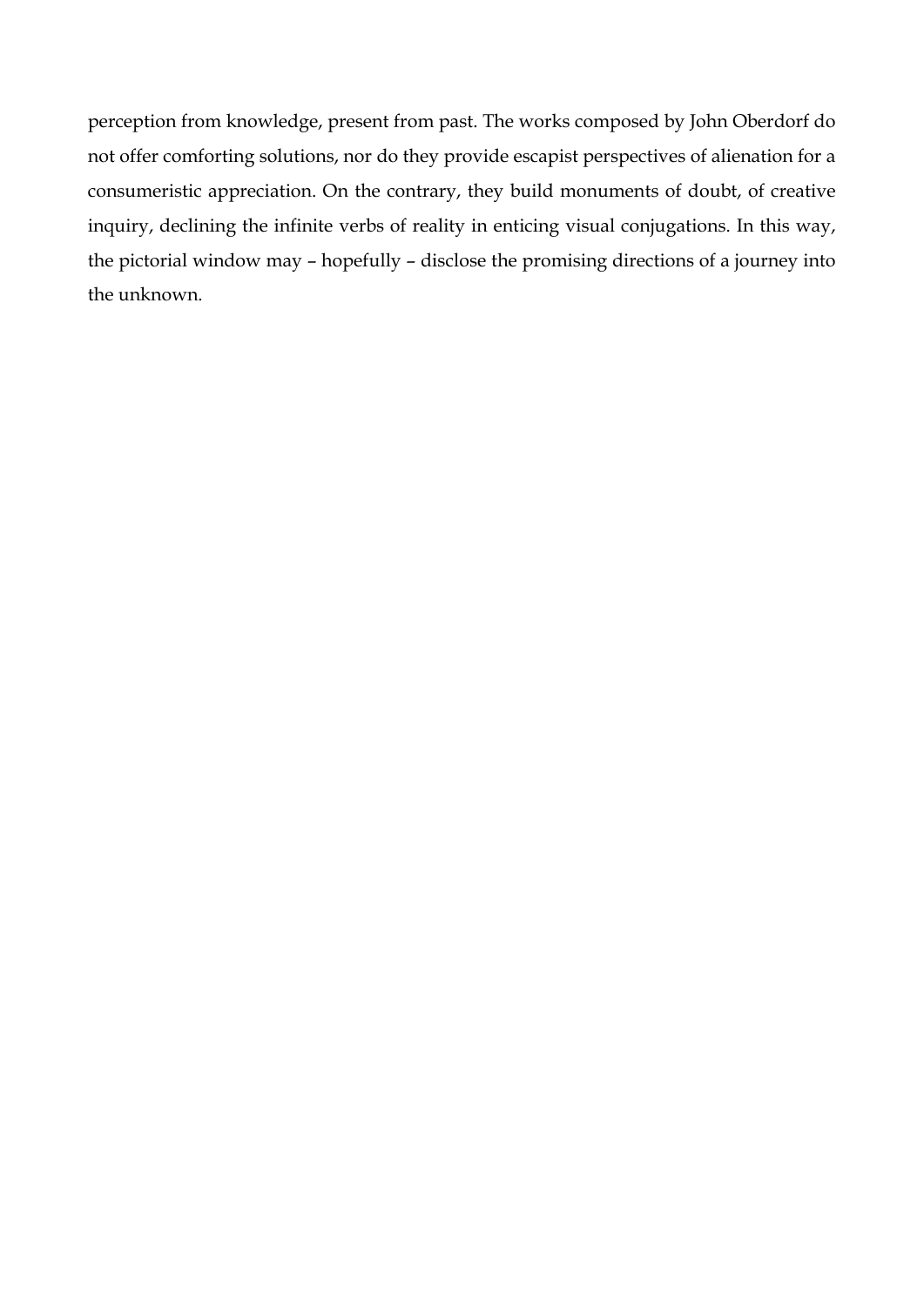perception from knowledge, present from past. The works composed by John Oberdorf do not offer comforting solutions, nor do they provide escapist perspectives of alienation for a consumeristic appreciation. On the contrary, they build monuments of doubt, of creative inquiry, declining the infinite verbs of reality in enticing visual conjugations. In this way, the pictorial window may – hopefully – disclose the promising directions of a journey into the unknown.